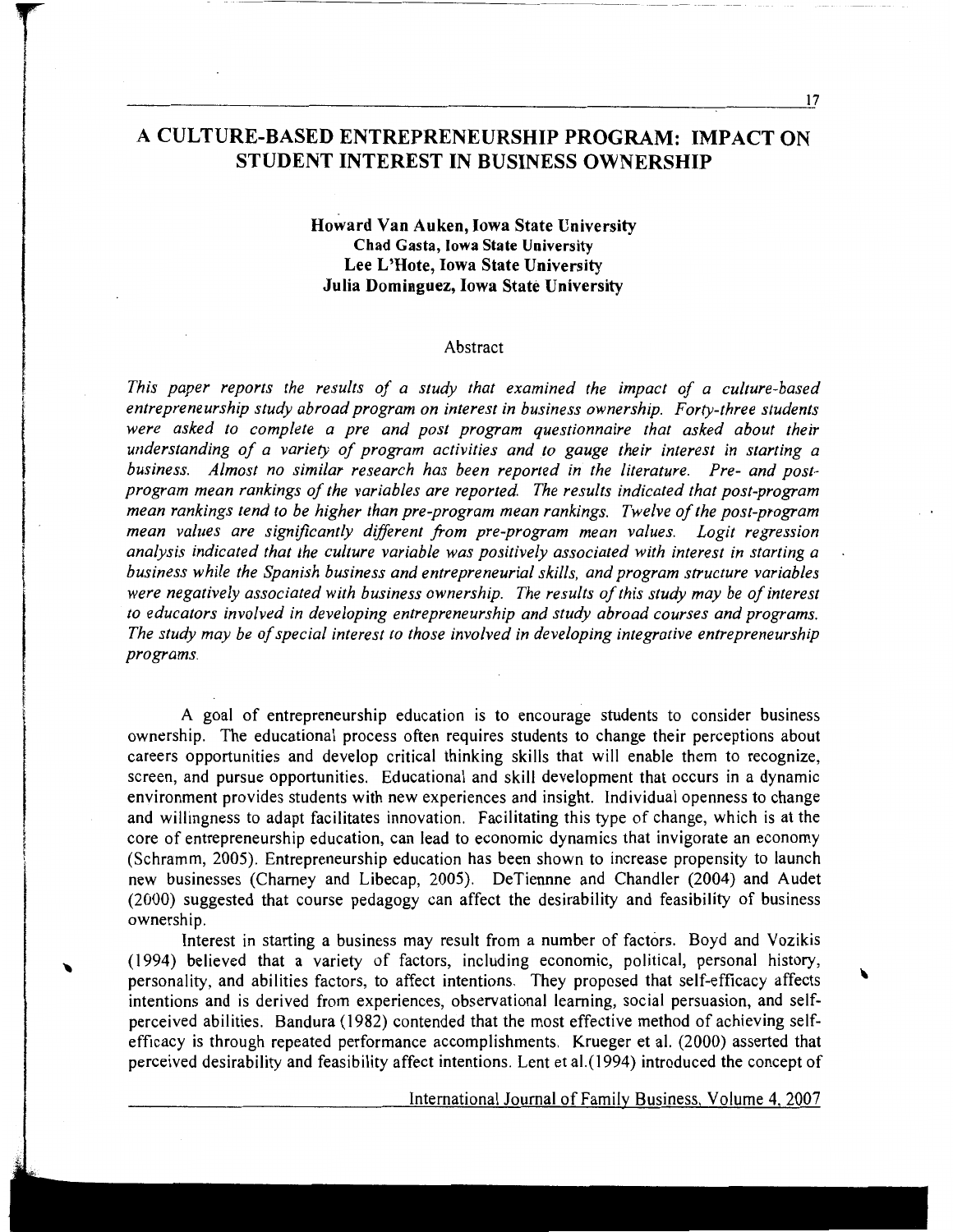# A CULTURE-BASED ENTREPRENEURSHIP PROGRAM: IMPACT ON STUDENT INTEREST IN BUSINESS OWNERSHIP

**Howard Van Auken, Iowa State University**
**Chad Gasta, Iowa State University**
**Lee L'Hote, Iowa State University**
**Julia Dominguez, Iowa State University**

## Abstract

*This paper reports the results of a study that examined the impact of a culture-based entrepreneurship study abroad program on interest in business ownership. Forty-three students were asked to complete a pre and post program questionnaire that asked about their understanding of a variety of program activities and to gauge their interest in starting a business. Almost no similar research has been reported in the literature. Pre- and post-program mean rankings of the variables are reported. The results indicated that post-program mean rankings tend to be higher than pre-program mean rankings. Twelve of the post-program mean values are significantly different from pre-program mean values. Logit regression analysis indicated that the culture variable was positively associated with interest in starting a business while the Spanish business and entrepreneurial skills, and program structure variables were negatively associated with business ownership. The results of this study may be of interest to educators involved in developing entrepreneurship and study abroad courses and programs. The study may be of special interest to those involved in developing integrative entrepreneurship programs.*

A goal of entrepreneurship education is to encourage students to consider business ownership. The educational process often requires students to change their perceptions about careers opportunities and develop critical thinking skills that will enable them to recognize, screen, and pursue opportunities. Educational and skill development that occurs in a dynamic environment provides students with new experiences and insight. Individual openness to change and willingness to adapt facilitates innovation. Facilitating this type of change, which is at the core of entrepreneurship education, can lead to economic dynamics that invigorate an economy (Schramm, 2005). Entrepreneurship education has been shown to increase propensity to launch new businesses (Charney and Libecap, 2005). DeTiennne and Chandler (2004) and Audet (2000) suggested that course pedagogy can affect the desirability and feasibility of business ownership.

Interest in starting a business may result from a number of factors. Boyd and Vozikis (1994) believed that a variety of factors, including economic, political, personal history, personality, and abilities factors, to affect intentions. They proposed that self-efficacy affects intentions and is derived from experiences, observational learning, social persuasion, and self-perceived abilities. Bandura (1982) contended that the most effective method of achieving self-efficacy is through repeated performance accomplishments. Krueger et al. (2000) asserted that perceived desirability and feasibility affect intentions. Lent et al.(1994) introduced the concept of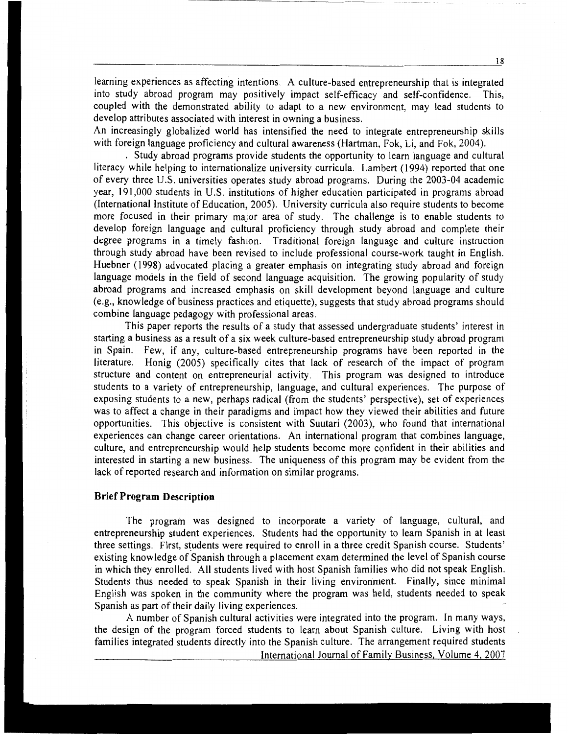learning experiences as affecting intentions. A culture-based entrepreneurship that is integrated into study abroad program may positively impact self-efficacy and self-confidence. This, coupled with the demonstrated ability to adapt to a new environment, may lead students to develop attributes associated with interest in owning a business.

An increasingly globalized world has intensified the need to integrate entrepreneurship skills with foreign language proficiency and cultural awareness (Hartman, Fok, Li, and Fok, 2004).

. Study abroad programs provide students the opportunity to learn language and cultural literacy while helping to internationalize university curricula. Lambert (1994) reported that one of every three U.S. universities operates study abroad programs. During the 2003-04 academic year, 191,000 students in U.S. institutions of higher education participated in programs abroad (International Institute of Education, 2005). University curricula also require students to become more focused in their primary major area of study. The challenge is to enable students to develop foreign language and cultural proficiency through study abroad and complete their degree programs in a timely fashion. Traditional foreign language and culture instruction through study abroad have been revised to include professional course-work taught in English. Huebner (1998) advocated placing a greater emphasis on integrating study abroad and foreign language models in the field of second language acquisition. The growing popularity of study abroad programs and increased emphasis on skill development beyond language and culture (e.g., knowledge of business practices and etiquette), suggests that study abroad programs should combine language pedagogy with professional areas.

This paper reports the results of a study that assessed undergraduate students' interest in starting a business as a result of a six week culture-based entrepreneurship study abroad program in Spain. Few, if any, culture-based entrepreneurship programs have been reported in the literature. Honig (2005) specifically cites that lack of research of the impact of program structure and content on entrepreneurial activity. This program was designed to introduce students to a variety of entrepreneurship, language, and cultural experiences. The purpose of exposing students to a new, perhaps radical (from the students' perspective), set of experiences was to affect a change in their paradigms and impact how they viewed their abilities and future opportunities. This objective is consistent with Suutari (2003), who found that international experiences can change career orientations. An international program that combines language, culture, and entrepreneurship would help students become more confident in their abilities and interested in starting a new business. The uniqueness of this program may be evident from the lack of reported research and information on similar programs.

## Brief Program Description

The program was designed to incorporate a variety of language, cultural, and entrepreneurship student experiences. Students had the opportunity to learn Spanish in at least three settings. First, students were required to enroll in a three credit Spanish course. Students' existing knowledge of Spanish through a placement exam determined the level of Spanish course in which they enrolled. All students lived with host Spanish families who did not speak English. Students thus needed to speak Spanish in their living environment. Finally, since minimal English was spoken in the community where the program was held, students needed to speak Spanish as part of their daily living experiences.

A number of Spanish cultural activities were integrated into the program. In many ways, the design of the program forced students to learn about Spanish culture. Living with host families integrated students directly into the Spanish culture. The arrangement required students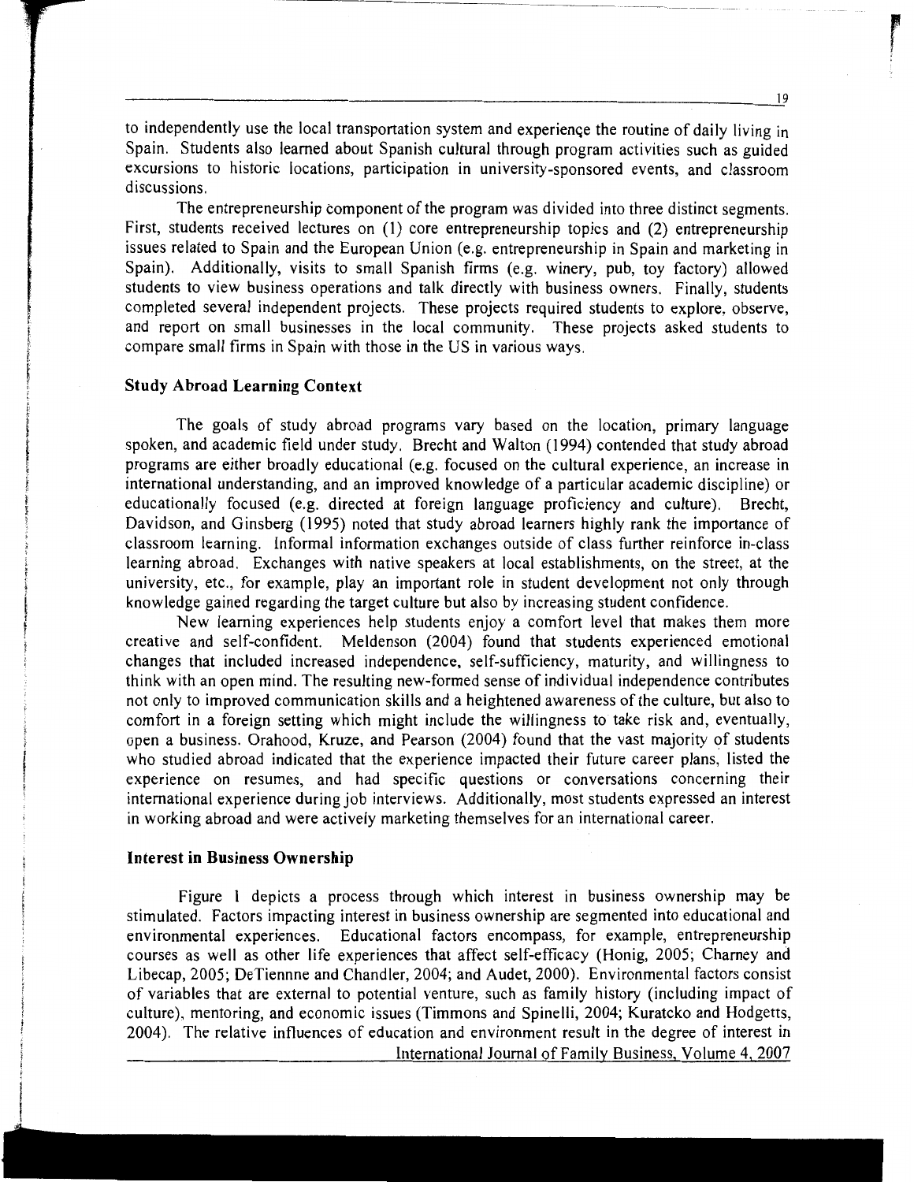to independently use the local transportation system and experience the routine of daily living in Spain. Students also learned about Spanish cultural through program activities such as guided excursions to historic locations, participation in university-sponsored events, and classroom discussions.

The entrepreneurship component of the program was divided into three distinct segments. First, students received lectures on (1) core entrepreneurship topics and (2) entrepreneurship issues related to Spain and the European Union (e.g. entrepreneurship in Spain and marketing in Spain). Additionally, visits to small Spanish firms (e.g. winery, pub, toy factory) allowed students to view business operations and talk directly with business owners. Finally, students completed several independent projects. These projects required students to explore, observe, and report on small businesses in the local community. These projects asked students to compare small firms in Spain with those in the US in various ways.

### Study Abroad Learning Context

The goals of study abroad programs vary based on the location, primary language spoken, and academic field under study. Brecht and Walton (1994) contended that study abroad programs are either broadly educational (e.g. focused on the cultural experience, an increase in international understanding, and an improved knowledge of a particular academic discipline) or educationally focused (e.g. directed at foreign language proficiency and culture). Brecht, Davidson, and Ginsberg (1995) noted that study abroad learners highly rank the importance of classroom learning. Informal information exchanges outside of class further reinforce in-class learning abroad. Exchanges with native speakers at local establishments, on the street, at the university, etc., for example, play an important role in student development not only through knowledge gained regarding the target culture but also by increasing student confidence.

New learning experiences help students enjoy a comfort level that makes them more creative and self-confident. Meldenson (2004) found that students experienced emotional changes that included increased independence, self-sufficiency, maturity, and willingness to think with an open mind. The resulting new-formed sense of individual independence contributes not only to improved communication skills and a heightened awareness of the culture, but also to comfort in a foreign setting which might include the willingness to take risk and, eventually, open a business. Orahood, Kruze, and Pearson (2004) found that the vast majority of students who studied abroad indicated that the experience impacted their future career plans, listed the experience on resumes, and had specific questions or conversations concerning their international experience during job interviews. Additionally, most students expressed an interest in working abroad and were actively marketing themselves for an international career.

### Interest in Business Ownership

Figure 1 depicts a process through which interest in business ownership may be stimulated. Factors impacting interest in business ownership are segmented into educational and environmental experiences. Educational factors encompass, for example, entrepreneurship courses as well as other life experiences that affect self-efficacy (Honig, 2005; Charney and Libecap, 2005; DeTiennne and Chandler, 2004; and Audet, 2000). Environmental factors consist of variables that are external to potential venture, such as family history (including impact of culture), mentoring, and economic issues (Timmons and Spinelli, 2004; Kuratcko and Hodgetts, 2004). The relative influences of education and environment result in the degree of interest in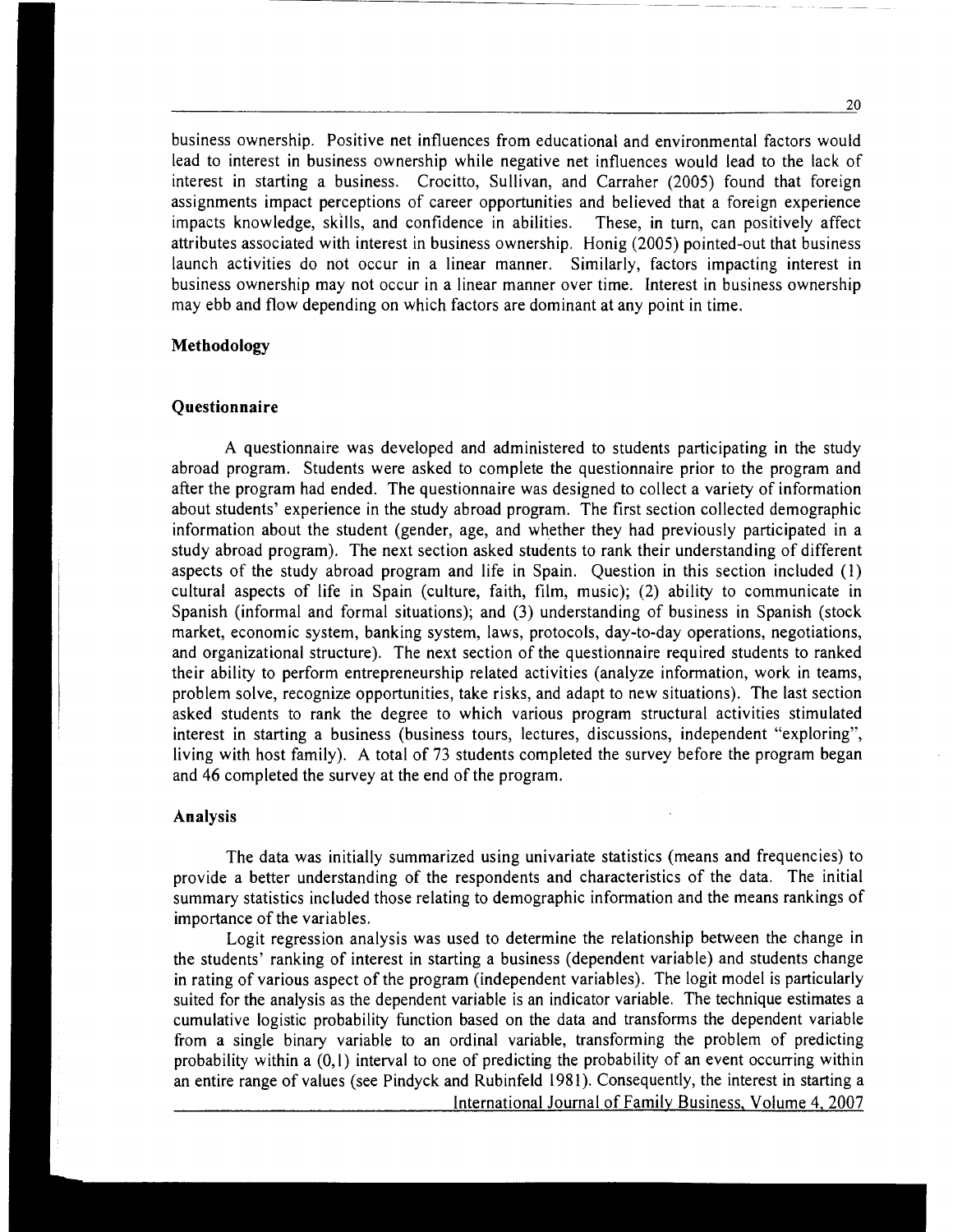business ownership. Positive net influences from educational and environmental factors would lead to interest in business ownership while negative net influences would lead to the lack of interest in starting a business. Crocitto, Sullivan, and Carraher (2005) found that foreign assignments impact perceptions of career opportunities and believed that a foreign experience impacts knowledge, skills, and confidence in abilities. These, in turn, can positively affect attributes associated with interest in business ownership. Honig (2005) pointed-out that business launch activities do not occur in a linear manner. Similarly, factors impacting interest in business ownership may not occur in a linear manner over time. Interest in business ownership may ebb and flow depending on which factors are dominant at any point in time.

## Methodology

### Questionnaire

A questionnaire was developed and administered to students participating in the study abroad program. Students were asked to complete the questionnaire prior to the program and after the program had ended. The questionnaire was designed to collect a variety of information about students' experience in the study abroad program. The first section collected demographic information about the student (gender, age, and whether they had previously participated in a study abroad program). The next section asked students to rank their understanding of different aspects of the study abroad program and life in Spain. Question in this section included (1) cultural aspects of life in Spain (culture, faith, film, music); (2) ability to communicate in Spanish (informal and formal situations); and (3) understanding of business in Spanish (stock market, economic system, banking system, laws, protocols, day-to-day operations, negotiations, and organizational structure). The next section of the questionnaire required students to ranked their ability to perform entrepreneurship related activities (analyze information, work in teams, problem solve, recognize opportunities, take risks, and adapt to new situations). The last section asked students to rank the degree to which various program structural activities stimulated interest in starting a business (business tours, lectures, discussions, independent "exploring", living with host family). A total of 73 students completed the survey before the program began and 46 completed the survey at the end of the program.

### Analysis

The data was initially summarized using univariate statistics (means and frequencies) to provide a better understanding of the respondents and characteristics of the data. The initial summary statistics included those relating to demographic information and the means rankings of importance of the variables.

Logit regression analysis was used to determine the relationship between the change in the students' ranking of interest in starting a business (dependent variable) and students change in rating of various aspect of the program (independent variables). The logit model is particularly suited for the analysis as the dependent variable is an indicator variable. The technique estimates a cumulative logistic probability function based on the data and transforms the dependent variable from a single binary variable to an ordinal variable, transforming the problem of predicting probability within a (0,1) interval to one of predicting the probability of an event occurring within an entire range of values (see Pindyck and Rubinfeld 1981). Consequently, the interest in starting a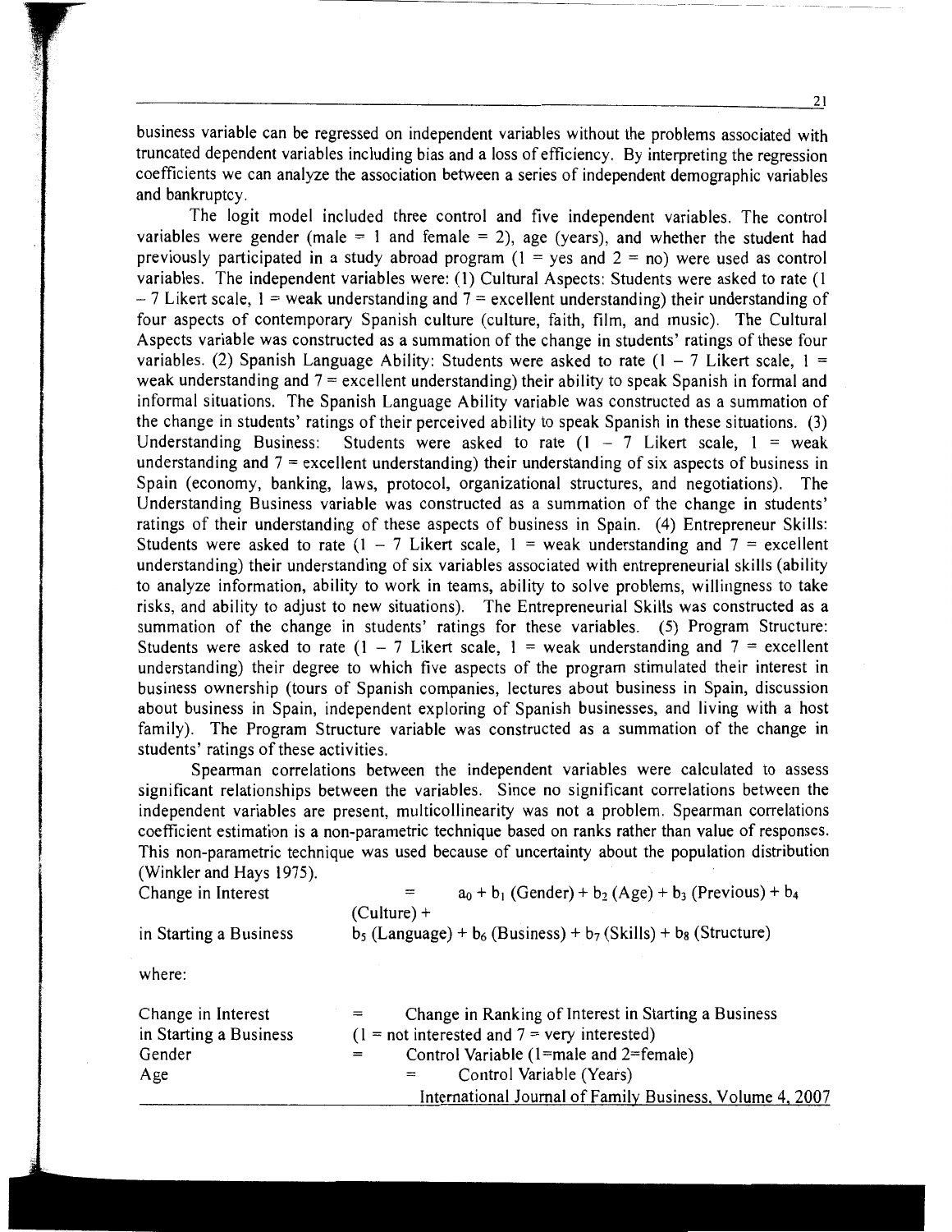business variable can be regressed on independent variables without the problems associated with truncated dependent variables including bias and a loss of efficiency. By interpreting the regression coefficients we can analyze the association between a series of independent demographic variables and bankruptcy.

The logit model included three control and five independent variables. The control variables were gender (male = 1 and female = 2), age (years), and whether the student had previously participated in a study abroad program (1 = yes and 2 = no) were used as control variables. The independent variables were: (1) Cultural Aspects: Students were asked to rate (1 – 7 Likert scale, 1 = weak understanding and 7 = excellent understanding) their understanding of four aspects of contemporary Spanish culture (culture, faith, film, and music). The Cultural Aspects variable was constructed as a summation of the change in students' ratings of these four variables. (2) Spanish Language Ability: Students were asked to rate (1 – 7 Likert scale, 1 = weak understanding and 7 = excellent understanding) their ability to speak Spanish in formal and informal situations. The Spanish Language Ability variable was constructed as a summation of the change in students' ratings of their perceived ability to speak Spanish in these situations. (3) Understanding Business: Students were asked to rate (1 – 7 Likert scale, 1 = weak understanding and 7 = excellent understanding) their understanding of six aspects of business in Spain (economy, banking, laws, protocol, organizational structures, and negotiations). The Understanding Business variable was constructed as a summation of the change in students' ratings of their understanding of these aspects of business in Spain. (4) Entrepreneur Skills: Students were asked to rate (1 – 7 Likert scale, 1 = weak understanding and 7 = excellent understanding) their understanding of six variables associated with entrepreneurial skills (ability to analyze information, ability to work in teams, ability to solve problems, willingness to take risks, and ability to adjust to new situations). The Entrepreneurial Skills was constructed as a summation of the change in students' ratings for these variables. (5) Program Structure: Students were asked to rate (1 – 7 Likert scale, 1 = weak understanding and 7 = excellent understanding) their degree to which five aspects of the program stimulated their interest in business ownership (tours of Spanish companies, lectures about business in Spain, discussion about business in Spain, independent exploring of Spanish businesses, and living with a host family). The Program Structure variable was constructed as a summation of the change in students' ratings of these activities.

Spearman correlations between the independent variables were calculated to assess significant relationships between the variables. Since no significant correlations between the independent variables are present, multicollinearity was not a problem. Spearman correlations coefficient estimation is a non-parametric technique based on ranks rather than value of responses. This non-parametric technique was used because of uncertainty about the population distribution (Winkler and Hays 1975).

$$\text{Change in Interest in Starting a Business} = a_0 + b_1\,(\text{Gender}) + b_2\,(\text{Age}) + b_3\,(\text{Previous}) + b_4\,(\text{Culture}) + b_5\,(\text{Language}) + b_6\,(\text{Business}) + b_7\,(\text{Skills}) + b_8\,(\text{Structure})$$

where:

| | | |
|---|---|---|
| Change in Interest in Starting a Business | = | Change in Ranking of Interest in Starting a Business (1 = not interested and 7 = very interested) |
| Gender | = | Control Variable (1=male and 2=female) |
| Age | = | Control Variable (Years) |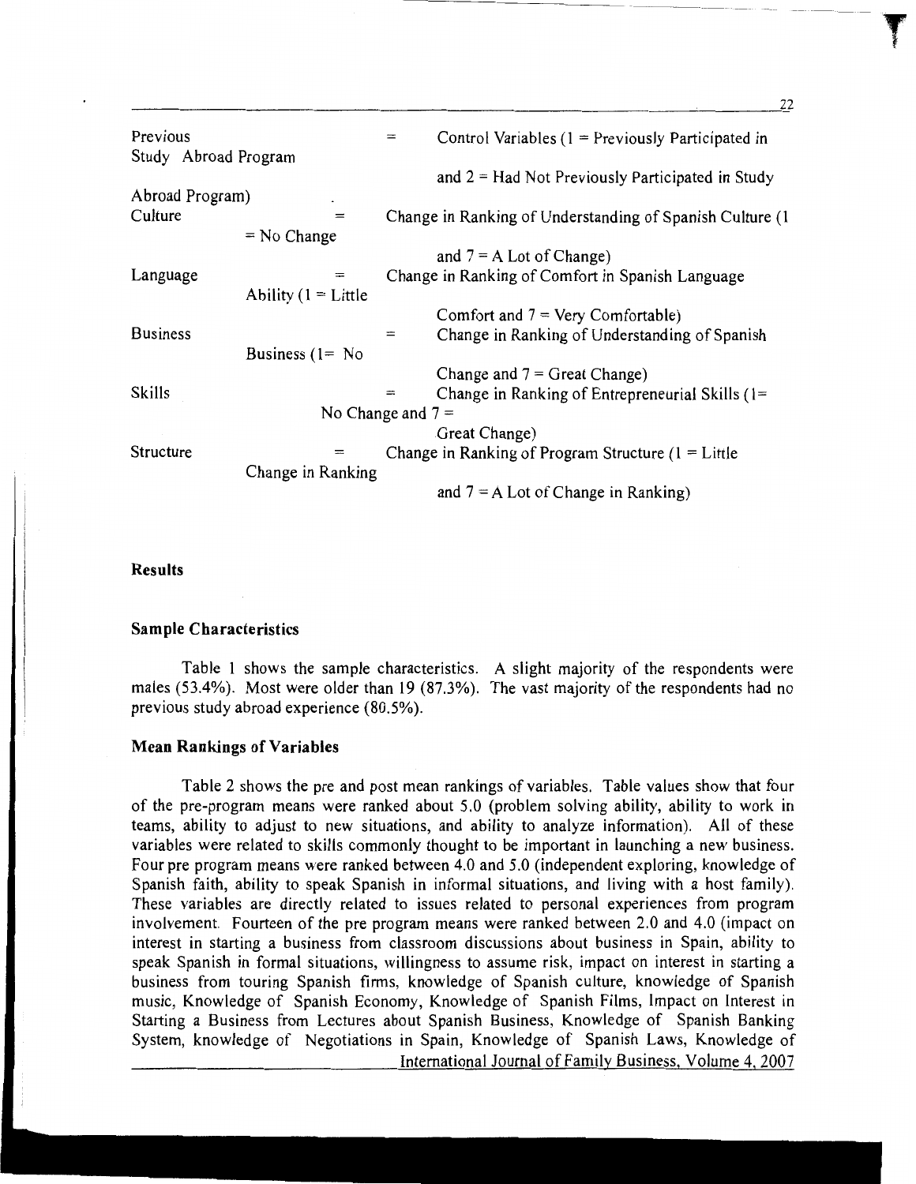Previous Study Abroad Program = Control Variables (1 = Previously Participated in and 2 = Had Not Previously Participated in Study Abroad Program)

Culture = Change in Ranking of Understanding of Spanish Culture (1 = No Change and 7 = A Lot of Change)

Language = Change in Ranking of Comfort in Spanish Language Ability (1 = Little Comfort and 7 = Very Comfortable)

Business = Change in Ranking of Understanding of Spanish Business (1= No Change and 7 = Great Change)

Skills = Change in Ranking of Entrepreneurial Skills (1= No Change and 7 = Great Change)

Structure = Change in Ranking of Program Structure (1 = Little Change in Ranking and 7 = A Lot of Change in Ranking)

## Results

### Sample Characteristics

Table 1 shows the sample characteristics. A slight majority of the respondents were males (53.4%). Most were older than 19 (87.3%). The vast majority of the respondents had no previous study abroad experience (80.5%).

### Mean Rankings of Variables

Table 2 shows the pre and post mean rankings of variables. Table values show that four of the pre-program means were ranked about 5.0 (problem solving ability, ability to work in teams, ability to adjust to new situations, and ability to analyze information). All of these variables were related to skills commonly thought to be important in launching a new business. Four pre program means were ranked between 4.0 and 5.0 (independent exploring, knowledge of Spanish faith, ability to speak Spanish in informal situations, and living with a host family). These variables are directly related to issues related to personal experiences from program involvement. Fourteen of the pre program means were ranked between 2.0 and 4.0 (impact on interest in starting a business from classroom discussions about business in Spain, ability to speak Spanish in formal situations, willingness to assume risk, impact on interest in starting a business from touring Spanish firms, knowledge of Spanish culture, knowledge of Spanish music, Knowledge of Spanish Economy, Knowledge of Spanish Films, Impact on Interest in Starting a Business from Lectures about Spanish Business, Knowledge of Spanish Banking System, knowledge of Negotiations in Spain, Knowledge of Spanish Laws, Knowledge of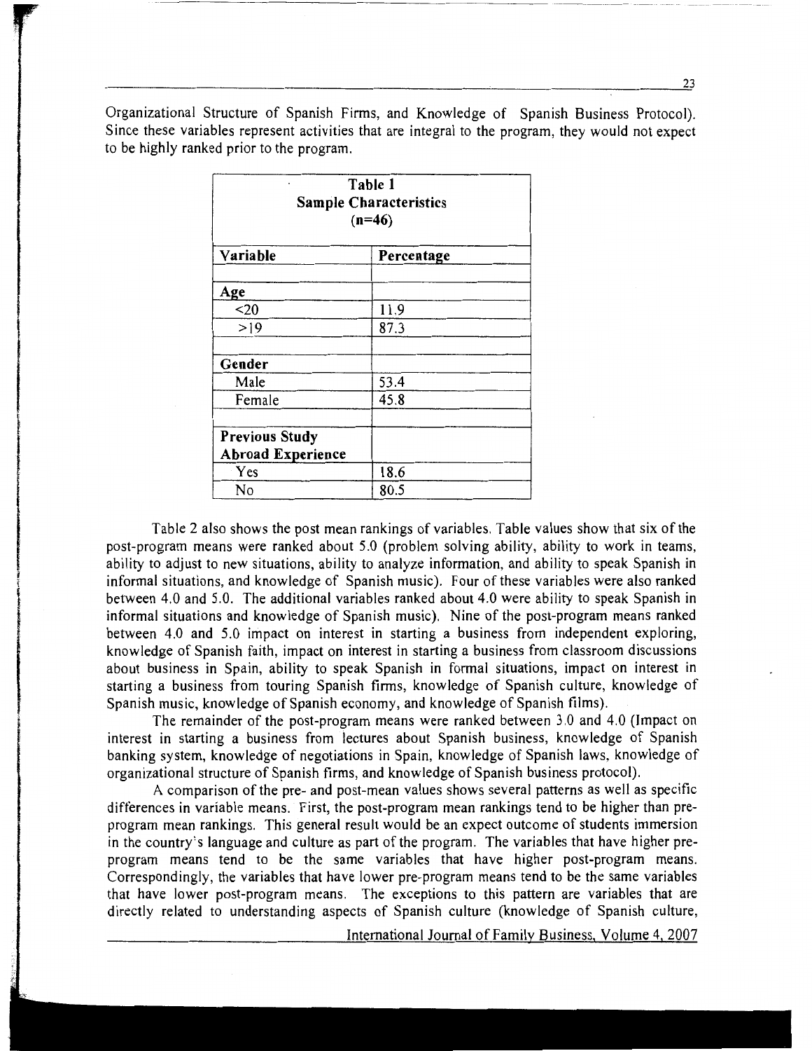Organizational Structure of Spanish Firms, and Knowledge of Spanish Business Protocol). Since these variables represent activities that are integral to the program, they would not expect to be highly ranked prior to the program.

| Table 1<br>Sample Characteristics<br>(n=46) | |
|---|---|
| **Variable** | **Percentage** |
| | |
| **Age** | |
| <20 | 11.9 |
| >19 | 87.3 |
| | |
| **Gender** | |
| Male | 53.4 |
| Female | 45.8 |
| | |
| **Previous Study Abroad Experience** | |
| Yes | 18.6 |
| No | 80.5 |

Table 2 also shows the post mean rankings of variables. Table values show that six of the post-program means were ranked about 5.0 (problem solving ability, ability to work in teams, ability to adjust to new situations, ability to analyze information, and ability to speak Spanish in informal situations, and knowledge of Spanish music). Four of these variables were also ranked between 4.0 and 5.0. The additional variables ranked about 4.0 were ability to speak Spanish in informal situations and knowledge of Spanish music). Nine of the post-program means ranked between 4.0 and 5.0 impact on interest in starting a business from independent exploring, knowledge of Spanish faith, impact on interest in starting a business from classroom discussions about business in Spain, ability to speak Spanish in formal situations, impact on interest in starting a business from touring Spanish firms, knowledge of Spanish culture, knowledge of Spanish music, knowledge of Spanish economy, and knowledge of Spanish films).

The remainder of the post-program means were ranked between 3.0 and 4.0 (Impact on interest in starting a business from lectures about Spanish business, knowledge of Spanish banking system, knowledge of negotiations in Spain, knowledge of Spanish laws, knowledge of organizational structure of Spanish firms, and knowledge of Spanish business protocol).

A comparison of the pre- and post-mean values shows several patterns as well as specific differences in variable means. First, the post-program mean rankings tend to be higher than pre-program mean rankings. This general result would be an expect outcome of students immersion in the country's language and culture as part of the program. The variables that have higher pre-program means tend to be the same variables that have higher post-program means. Correspondingly, the variables that have lower pre-program means tend to be the same variables that have lower post-program means. The exceptions to this pattern are variables that are directly related to understanding aspects of Spanish culture (knowledge of Spanish culture,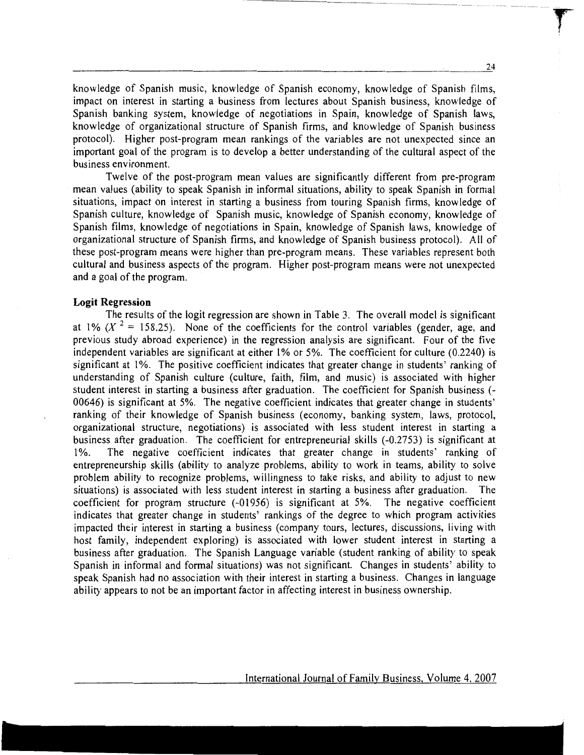knowledge of Spanish music, knowledge of Spanish economy, knowledge of Spanish films, impact on interest in starting a business from lectures about Spanish business, knowledge of Spanish banking system, knowledge of negotiations in Spain, knowledge of Spanish laws, knowledge of organizational structure of Spanish firms, and knowledge of Spanish business protocol). Higher post-program mean rankings of the variables are not unexpected since an important goal of the program is to develop a better understanding of the cultural aspect of the business environment.

Twelve of the post-program mean values are significantly different from pre-program mean values (ability to speak Spanish in informal situations, ability to speak Spanish in formal situations, impact on interest in starting a business from touring Spanish firms, knowledge of Spanish culture, knowledge of Spanish music, knowledge of Spanish economy, knowledge of Spanish films, knowledge of negotiations in Spain, knowledge of Spanish laws, knowledge of organizational structure of Spanish firms, and knowledge of Spanish business protocol). All of these post-program means were higher than pre-program means. These variables represent both cultural and business aspects of the program. Higher post-program means were not unexpected and a goal of the program.

**Logit Regression**

The results of the logit regression are shown in Table 3. The overall model is significant at 1% ($X^2$ = 158.25). None of the coefficients for the control variables (gender, age, and previous study abroad experience) in the regression analysis are significant. Four of the five independent variables are significant at either 1% or 5%. The coefficient for culture (0.2240) is significant at 1%. The positive coefficient indicates that greater change in students' ranking of understanding of Spanish culture (culture, faith, film, and music) is associated with higher student interest in starting a business after graduation. The coefficient for Spanish business (-00646) is significant at 5%. The negative coefficient indicates that greater change in students' ranking of their knowledge of Spanish business (economy, banking system, laws, protocol, organizational structure, negotiations) is associated with less student interest in starting a business after graduation. The coefficient for entrepreneurial skills (-0.2753) is significant at 1%. The negative coefficient indicates that greater change in students' ranking of entrepreneurship skills (ability to analyze problems, ability to work in teams, ability to solve problem ability to recognize problems, willingness to take risks, and ability to adjust to new situations) is associated with less student interest in starting a business after graduation. The coefficient for program structure (-01956) is significant at 5%. The negative coefficient indicates that greater change in students' rankings of the degree to which program activities impacted their interest in starting a business (company tours, lectures, discussions, living with host family, independent exploring) is associated with lower student interest in starting a business after graduation. The Spanish Language variable (student ranking of ability to speak Spanish in informal and formal situations) was not significant. Changes in students' ability to speak Spanish had no association with their interest in starting a business. Changes in language ability appears to not be an important factor in affecting interest in business ownership.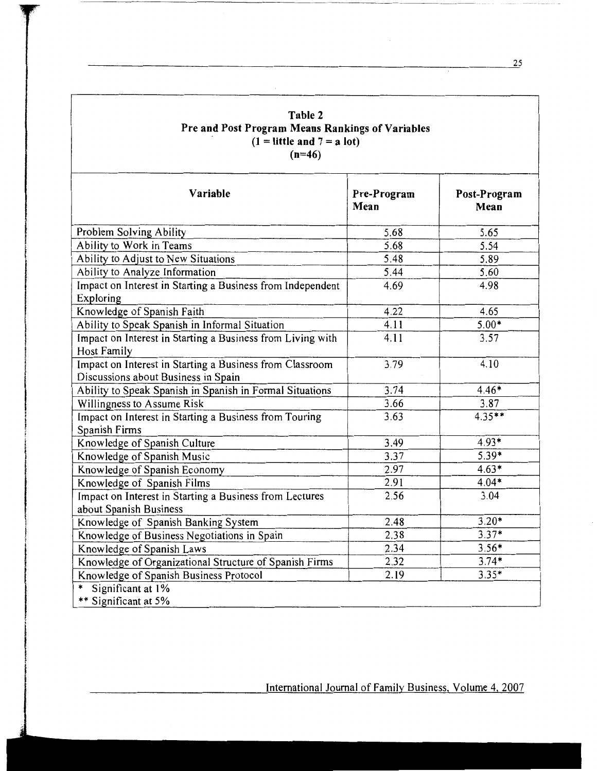**Table 2**
**Pre and Post Program Means Rankings of Variables**
**(1 = little and 7 = a lot)**
**(n=46)**

| Variable | Pre-Program Mean | Post-Program Mean |
|---|---|---|
| Problem Solving Ability | 5.68 | 5.65 |
| Ability to Work in Teams | 5.68 | 5.54 |
| Ability to Adjust to New Situations | 5.48 | 5.89 |
| Ability to Analyze Information | 5.44 | 5.60 |
| Impact on Interest in Starting a Business from Independent Exploring | 4.69 | 4.98 |
| Knowledge of Spanish Faith | 4.22 | 4.65 |
| Ability to Speak Spanish in Informal Situation | 4.11 | 5.00* |
| Impact on Interest in Starting a Business from Living with Host Family | 4.11 | 3.57 |
| Impact on Interest in Starting a Business from Classroom Discussions about Business in Spain | 3.79 | 4.10 |
| Ability to Speak Spanish in Spanish in Formal Situations | 3.74 | 4.46* |
| Willingness to Assume Risk | 3.66 | 3.87 |
| Impact on Interest in Starting a Business from Touring Spanish Firms | 3.63 | 4.35** |
| Knowledge of Spanish Culture | 3.49 | 4.93* |
| Knowledge of Spanish Music | 3.37 | 5.39* |
| Knowledge of Spanish Economy | 2.97 | 4.63* |
| Knowledge of Spanish Films | 2.91 | 4.04* |
| Impact on Interest in Starting a Business from Lectures about Spanish Business | 2.56 | 3.04 |
| Knowledge of Spanish Banking System | 2.48 | 3.20* |
| Knowledge of Business Negotiations in Spain | 2.38 | 3.37* |
| Knowledge of Spanish Laws | 2.34 | 3.56* |
| Knowledge of Organizational Structure of Spanish Firms | 2.32 | 3.74* |
| Knowledge of Spanish Business Protocol | 2.19 | 3.35* |

\* Significant at 1%
** Significant at 5%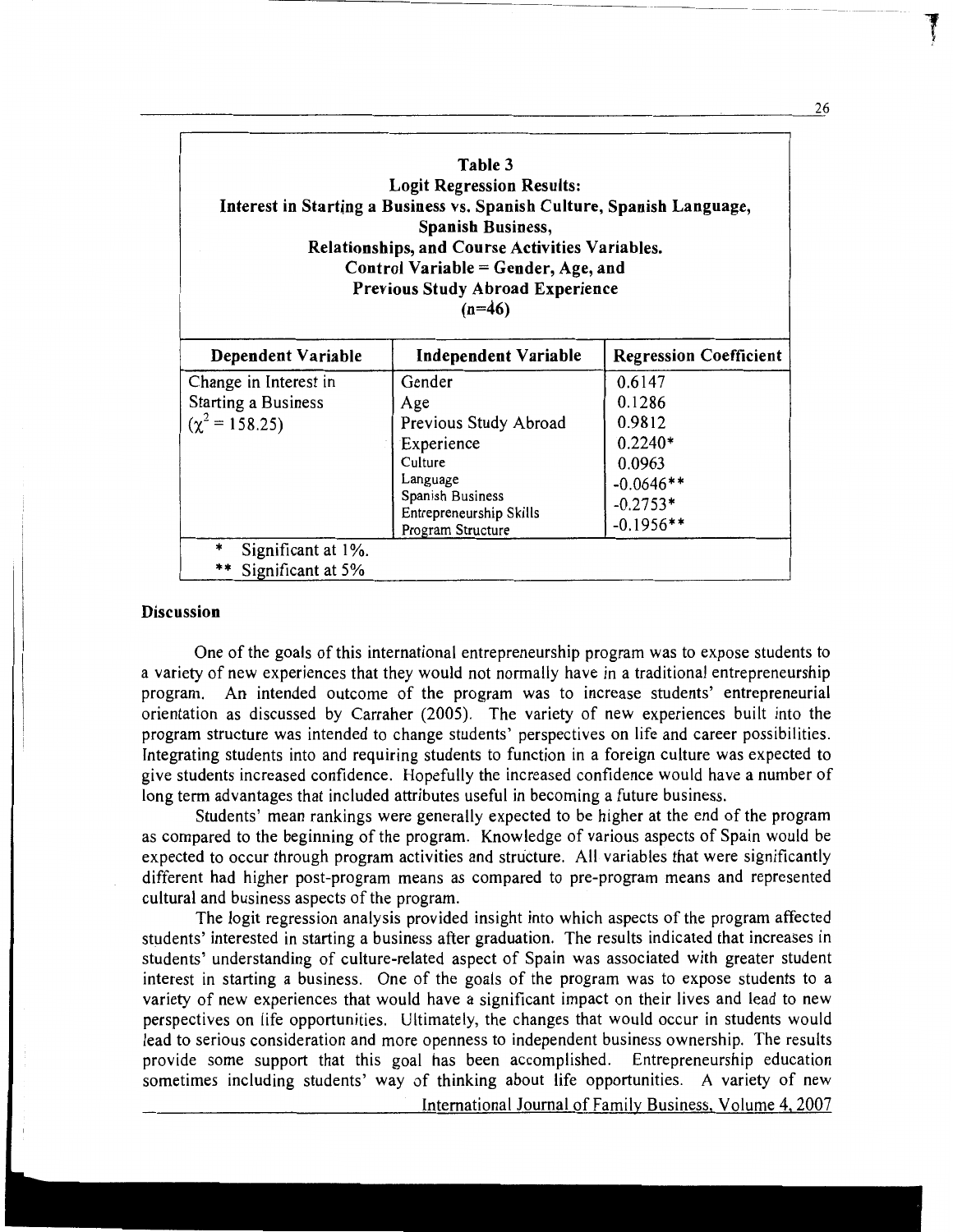**Table 3**
**Logit Regression Results:**
**Interest in Starting a Business vs. Spanish Culture, Spanish Language, Spanish Business, Relationships, and Course Activities Variables.**
**Control Variable = Gender, Age, and Previous Study Abroad Experience**
**(n=46)**

| Dependent Variable | Independent Variable | Regression Coefficient |
|---|---|---|
| Change in Interest in Starting a Business ($\chi^2 = 158.25$) | Gender | 0.6147 |
| | Age | 0.1286 |
| | Previous Study Abroad Experience | 0.9812 |
| | Culture | 0.2240* |
| | Language | 0.0963 |
| | Spanish Business | -0.0646** |
| | Entrepreneurship Skills | -0.2753* |
| | Program Structure | -0.1956** |

\* Significant at 1%.
\** Significant at 5%

## Discussion

One of the goals of this international entrepreneurship program was to expose students to a variety of new experiences that they would not normally have in a traditional entrepreneurship program. An intended outcome of the program was to increase students' entrepreneurial orientation as discussed by Carraher (2005). The variety of new experiences built into the program structure was intended to change students' perspectives on life and career possibilities. Integrating students into and requiring students to function in a foreign culture was expected to give students increased confidence. Hopefully the increased confidence would have a number of long term advantages that included attributes useful in becoming a future business.

Students' mean rankings were generally expected to be higher at the end of the program as compared to the beginning of the program. Knowledge of various aspects of Spain would be expected to occur through program activities and structure. All variables that were significantly different had higher post-program means as compared to pre-program means and represented cultural and business aspects of the program.

The logit regression analysis provided insight into which aspects of the program affected students' interested in starting a business after graduation. The results indicated that increases in students' understanding of culture-related aspect of Spain was associated with greater student interest in starting a business. One of the goals of the program was to expose students to a variety of new experiences that would have a significant impact on their lives and lead to new perspectives on life opportunities. Ultimately, the changes that would occur in students would lead to serious consideration and more openness to independent business ownership. The results provide some support that this goal has been accomplished. Entrepreneurship education sometimes including students' way of thinking about life opportunities. A variety of new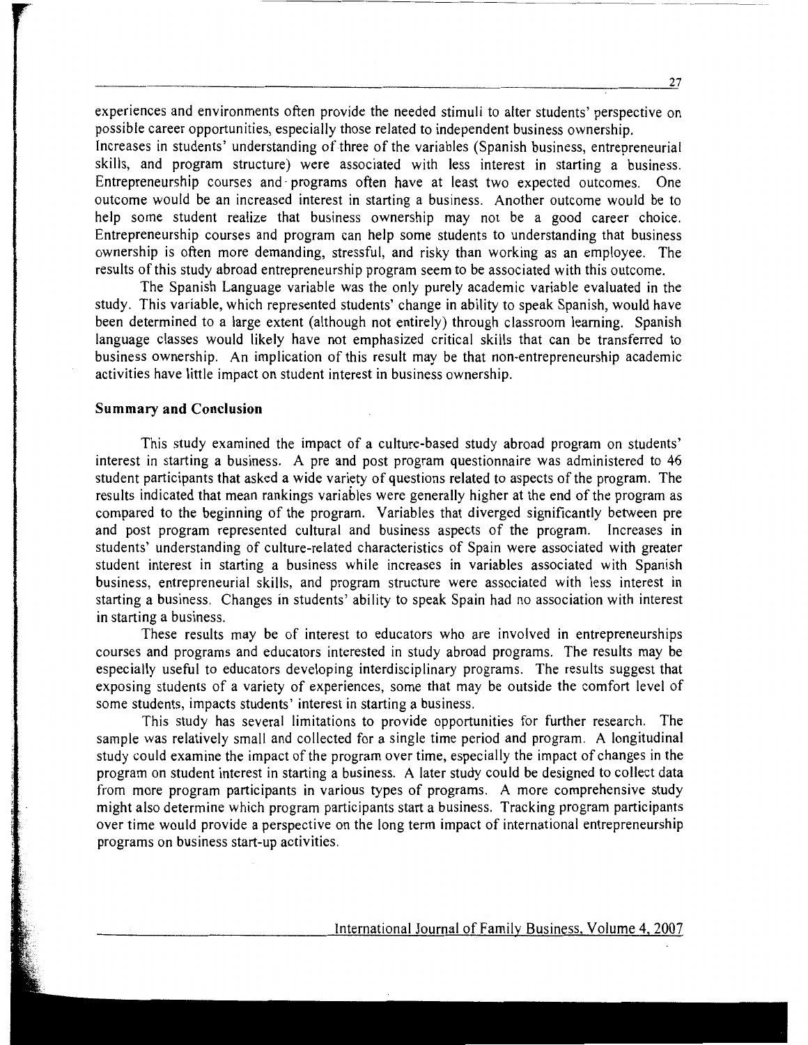experiences and environments often provide the needed stimuli to alter students' perspective on possible career opportunities, especially those related to independent business ownership.

Increases in students' understanding of three of the variables (Spanish business, entrepreneurial skills, and program structure) were associated with less interest in starting a business. Entrepreneurship courses and programs often have at least two expected outcomes. One outcome would be an increased interest in starting a business. Another outcome would be to help some student realize that business ownership may not be a good career choice. Entrepreneurship courses and program can help some students to understanding that business ownership is often more demanding, stressful, and risky than working as an employee. The results of this study abroad entrepreneurship program seem to be associated with this outcome.

The Spanish Language variable was the only purely academic variable evaluated in the study. This variable, which represented students' change in ability to speak Spanish, would have been determined to a large extent (although not entirely) through classroom learning. Spanish language classes would likely have not emphasized critical skills that can be transferred to business ownership. An implication of this result may be that non-entrepreneurship academic activities have little impact on student interest in business ownership.

**Summary and Conclusion**

This study examined the impact of a culture-based study abroad program on students' interest in starting a business. A pre and post program questionnaire was administered to 46 student participants that asked a wide variety of questions related to aspects of the program. The results indicated that mean rankings variables were generally higher at the end of the program as compared to the beginning of the program. Variables that diverged significantly between pre and post program represented cultural and business aspects of the program. Increases in students' understanding of culture-related characteristics of Spain were associated with greater student interest in starting a business while increases in variables associated with Spanish business, entrepreneurial skills, and program structure were associated with less interest in starting a business. Changes in students' ability to speak Spain had no association with interest in starting a business.

These results may be of interest to educators who are involved in entrepreneurships courses and programs and educators interested in study abroad programs. The results may be especially useful to educators developing interdisciplinary programs. The results suggest that exposing students of a variety of experiences, some that may be outside the comfort level of some students, impacts students' interest in starting a business.

This study has several limitations to provide opportunities for further research. The sample was relatively small and collected for a single time period and program. A longitudinal study could examine the impact of the program over time, especially the impact of changes in the program on student interest in starting a business. A later study could be designed to collect data from more program participants in various types of programs. A more comprehensive study might also determine which program participants start a business. Tracking program participants over time would provide a perspective on the long term impact of international entrepreneurship programs on business start-up activities.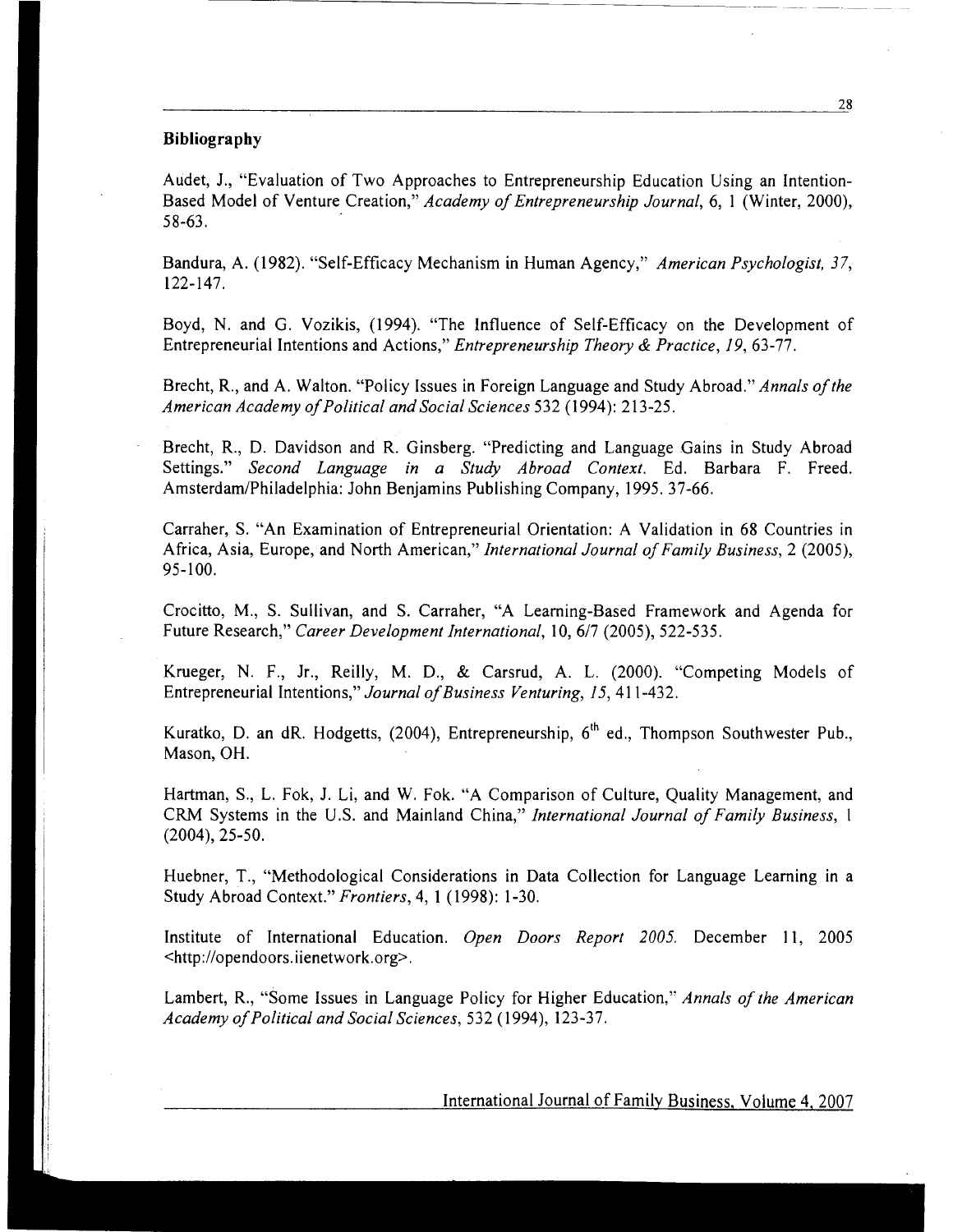## Bibliography

Audet, J., "Evaluation of Two Approaches to Entrepreneurship Education Using an Intention-Based Model of Venture Creation," *Academy of Entrepreneurship Journal*, 6, 1 (Winter, 2000), 58-63.

Bandura, A. (1982). "Self-Efficacy Mechanism in Human Agency," *American Psychologist, 37*, 122-147.

Boyd, N. and G. Vozikis, (1994). "The Influence of Self-Efficacy on the Development of Entrepreneurial Intentions and Actions," *Entrepreneurship Theory & Practice*, *19*, 63-77.

Brecht, R., and A. Walton. "Policy Issues in Foreign Language and Study Abroad." *Annals of the American Academy of Political and Social Sciences* 532 (1994): 213-25.

Brecht, R., D. Davidson and R. Ginsberg. "Predicting and Language Gains in Study Abroad Settings." *Second Language in a Study Abroad Context*. Ed. Barbara F. Freed. Amsterdam/Philadelphia: John Benjamins Publishing Company, 1995. 37-66.

Carraher, S. "An Examination of Entrepreneurial Orientation: A Validation in 68 Countries in Africa, Asia, Europe, and North American," *International Journal of Family Business*, 2 (2005), 95-100.

Crocitto, M., S. Sullivan, and S. Carraher, "A Learning-Based Framework and Agenda for Future Research," *Career Development International*, 10, 6/7 (2005), 522-535.

Krueger, N. F., Jr., Reilly, M. D., & Carsrud, A. L. (2000). "Competing Models of Entrepreneurial Intentions," *Journal of Business Venturing*, *15*, 411-432.

Kuratko, D. an dR. Hodgetts, (2004), Entrepreneurship, 6th ed., Thompson Southwester Pub., Mason, OH.

Hartman, S., L. Fok, J. Li, and W. Fok. "A Comparison of Culture, Quality Management, and CRM Systems in the U.S. and Mainland China," *International Journal of Family Business*, 1 (2004), 25-50.

Huebner, T., "Methodological Considerations in Data Collection for Language Learning in a Study Abroad Context." *Frontiers*, 4, 1 (1998): 1-30.

Institute of International Education. *Open Doors Report 2005*. December 11, 2005 <http://opendoors.iienetwork.org>.

Lambert, R., "Some Issues in Language Policy for Higher Education," *Annals of the American Academy of Political and Social Sciences*, 532 (1994), 123-37.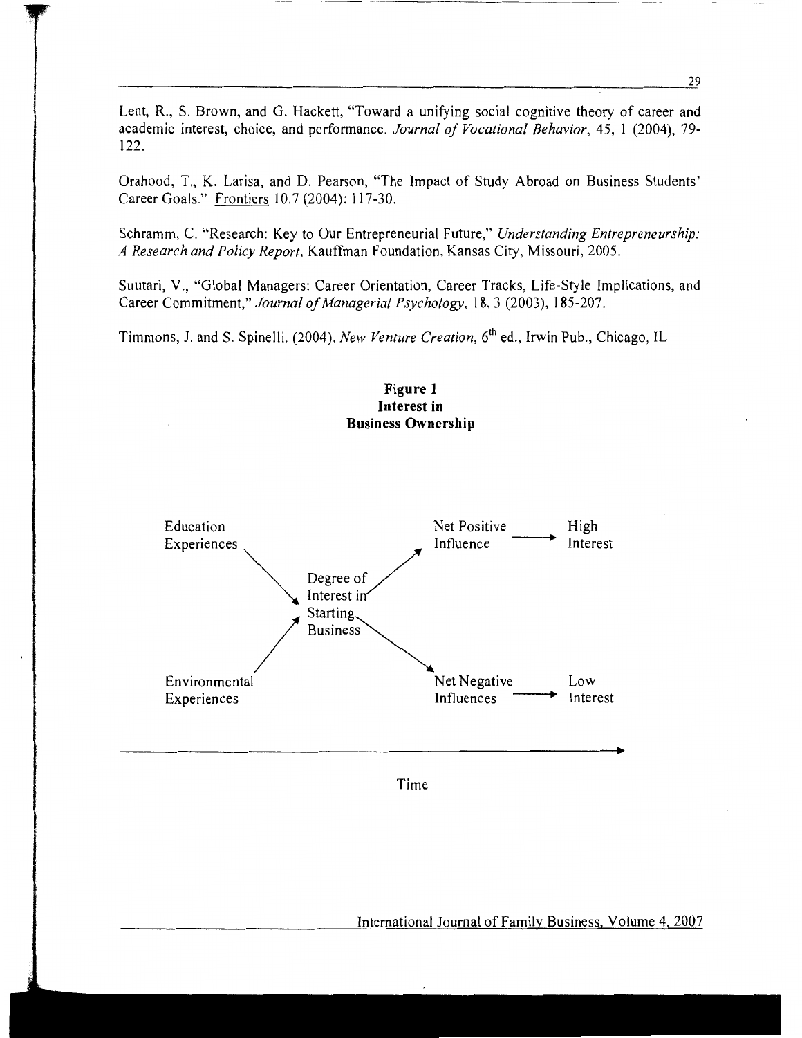Lent, R., S. Brown, and G. Hackett, "Toward a unifying social cognitive theory of career and academic interest, choice, and performance. *Journal of Vocational Behavior*, 45, 1 (2004), 79-122.

Orahood, T., K. Larisa, and D. Pearson, "The Impact of Study Abroad on Business Students' Career Goals." Frontiers 10.7 (2004): 117-30.

Schramm, C. "Research: Key to Our Entrepreneurial Future," *Understanding Entrepreneurship: A Research and Policy Report*, Kauffman Foundation, Kansas City, Missouri, 2005.

Suutari, V., "Global Managers: Career Orientation, Career Tracks, Life-Style Implications, and Career Commitment," *Journal of Managerial Psychology*, 18, 3 (2003), 185-207.

Timmons, J. and S. Spinelli. (2004). *New Venture Creation*, 6th ed., Irwin Pub., Chicago, IL.

**Figure 1**
**Interest in**
**Business Ownership**

Education Experiences

Environmental Experiences

Degree of Interest in Starting Business

Net Positive Influence

High Interest

Net Negative Influences

Low Interest

Time